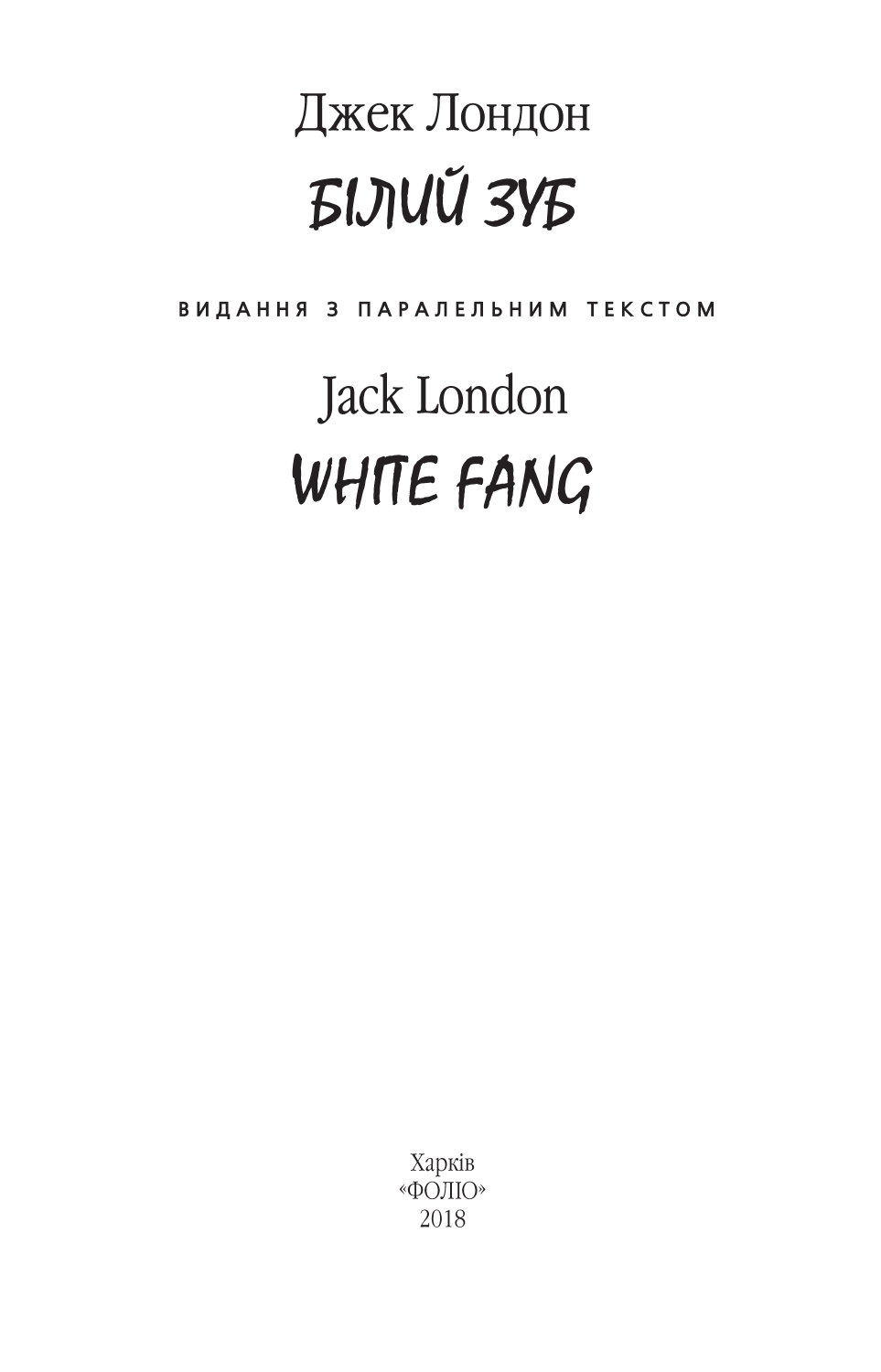Джек Лондон

# БІЛИЙ ЗУБ

**ВИДАННЯ З ПАРАЛЕЛЬНИМ ТЕКСТОМ**

Jack London

# WHITE FANG

Харків
«ФОЛІО»
2018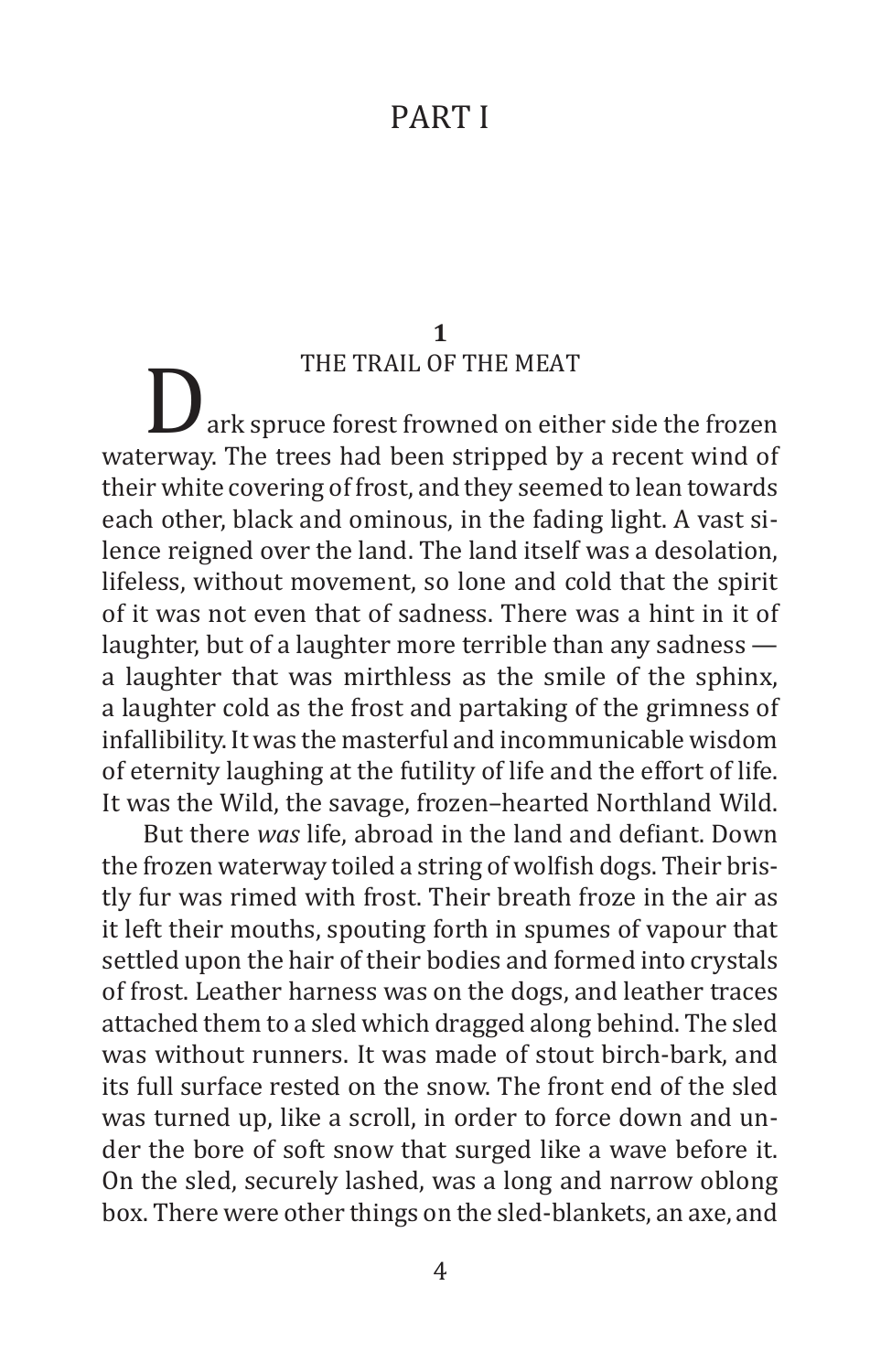# PART I

## 1
## THE TRAIL OF THE MEAT

Dark spruce forest frowned on either side the frozen waterway. The trees had been stripped by a recent wind of their white covering of frost, and they seemed to lean towards each other, black and ominous, in the fading light. A vast silence reigned over the land. The land itself was a desolation, lifeless, without movement, so lone and cold that the spirit of it was not even that of sadness. There was a hint in it of laughter, but of a laughter more terrible than any sadness — a laughter that was mirthless as the smile of the sphinx, a laughter cold as the frost and partaking of the grimness of infallibility. It was the masterful and incommunicable wisdom of eternity laughing at the futility of life and the effort of life. It was the Wild, the savage, frozen–hearted Northland Wild.

But there *was* life, abroad in the land and defiant. Down the frozen waterway toiled a string of wolfish dogs. Their bristly fur was rimed with frost. Their breath froze in the air as it left their mouths, spouting forth in spumes of vapour that settled upon the hair of their bodies and formed into crystals of frost. Leather harness was on the dogs, and leather traces attached them to a sled which dragged along behind. The sled was without runners. It was made of stout birch-bark, and its full surface rested on the snow. The front end of the sled was turned up, like a scroll, in order to force down and under the bore of soft snow that surged like a wave before it. On the sled, securely lashed, was a long and narrow oblong box. There were other things on the sled-blankets, an axe, and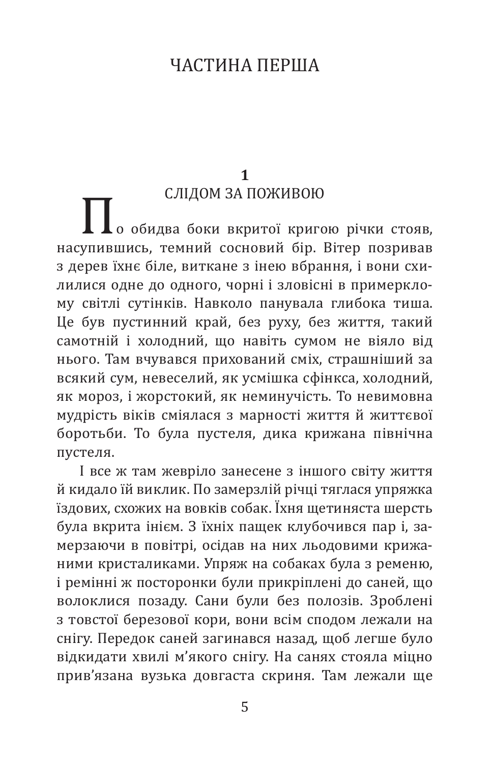# ЧАСТИНА ПЕРША

## 1
## СЛІДОМ ЗА ПОЖИВОЮ

По обидва боки вкритої кригою річки стояв, насупившись, темний сосновий бір. Вітер позривав з дерев їхнє біле, виткане з інею вбрання, і вони схилилися одне до одного, чорні і зловісні в примерклому світлі сутінків. Навколо панувала глибока тиша. Це був пустинний край, без руху, без життя, такий самотній і холодний, що навіть сумом не віяло від нього. Там вчувався прихований сміх, страшніший за всякий сум, невеселий, як усмішка сфінкса, холодний, як мороз, і жорстокий, як неминучість. То невимовна мудрість віків сміялася з марності життя й життєвої боротьби. То була пустеля, дика крижана північна пустеля.

І все ж там жевріло занесене з іншого світу життя й кидало їй виклик. По замерзлій річці тяглася упряжка їздових, схожих на вовків собак. Їхня щетиняста шерсть була вкрита інієм. З їхніх пащек клубочився пар і, замерзаючи в повітрі, осідав на них льодовими крижаними кристаликами. Упряж на собаках була з ременю, і ремінні ж посторонки були прикріплені до саней, що волоклися позаду. Сани були без полозів. Зроблені з товстої березової кори, вони всім сподом лежали на снігу. Передок саней загинався назад, щоб легше було відкидати хвилі м'якого снігу. На санях стояла міцно прив'язана вузька довгаста скриня. Там лежали ще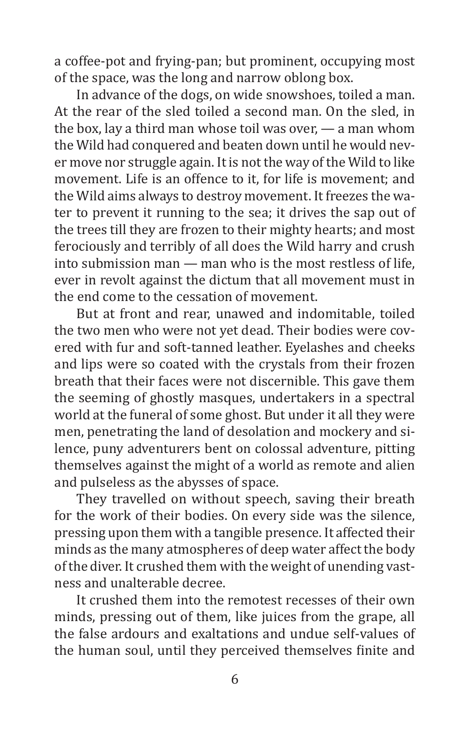a coffee-pot and frying-pan; but prominent, occupying most of the space, was the long and narrow oblong box.

In advance of the dogs, on wide snowshoes, toiled a man. At the rear of the sled toiled a second man. On the sled, in the box, lay a third man whose toil was over, — a man whom the Wild had conquered and beaten down until he would never move nor struggle again. It is not the way of the Wild to like movement. Life is an offence to it, for life is movement; and the Wild aims always to destroy movement. It freezes the water to prevent it running to the sea; it drives the sap out of the trees till they are frozen to their mighty hearts; and most ferociously and terribly of all does the Wild harry and crush into submission man — man who is the most restless of life, ever in revolt against the dictum that all movement must in the end come to the cessation of movement.

But at front and rear, unawed and indomitable, toiled the two men who were not yet dead. Their bodies were covered with fur and soft-tanned leather. Eyelashes and cheeks and lips were so coated with the crystals from their frozen breath that their faces were not discernible. This gave them the seeming of ghostly masques, undertakers in a spectral world at the funeral of some ghost. But under it all they were men, penetrating the land of desolation and mockery and silence, puny adventurers bent on colossal adventure, pitting themselves against the might of a world as remote and alien and pulseless as the abysses of space.

They travelled on without speech, saving their breath for the work of their bodies. On every side was the silence, pressing upon them with a tangible presence. It affected their minds as the many atmospheres of deep water affect the body of the diver. It crushed them with the weight of unending vastness and unalterable decree.

It crushed them into the remotest recesses of their own minds, pressing out of them, like juices from the grape, all the false ardours and exaltations and undue self-values of the human soul, until they perceived themselves finite and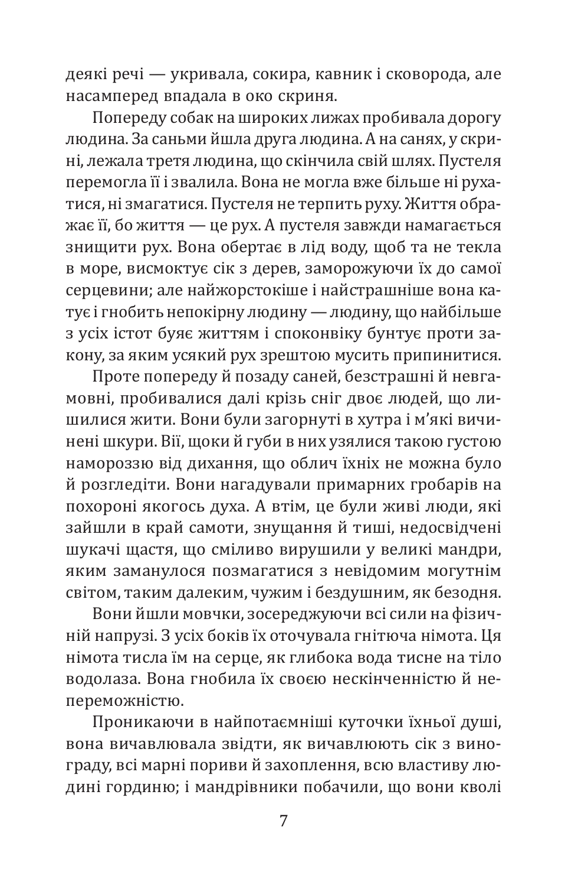деякі речі — укривала, сокира, кавник і сковорода, але насамперед впадала в око скриня.

Попереду собак на широких лижах пробивала дорогу людина. За саньми йшла друга людина. А на санях, у скрині, лежала третя людина, що скінчила свій шлях. Пустеля перемогла її і звалила. Вона не могла вже більше ні рухатися, ні змагатися. Пустеля не терпить руху. Життя ображає її, бо життя — це рух. А пустеля завжди намагається знищити рух. Вона обертає в лід воду, щоб та не текла в море, висмоктує сік з дерев, заморожуючи їх до самої серцевини; але найжорстокіше і найстрашніше вона катує і гнобить непокірну людину — людину, що найбільше з усіх істот буяє життям і споконвіку бунтує проти закону, за яким усякий рух зрештою мусить припинитися.

Проте попереду й позаду саней, безстрашні й невгамовні, пробивалися далі крізь сніг двоє людей, що лишилися жити. Вони були загорнуті в хутра і м'які вичинені шкури. Вії, щоки й губи в них узялися такою густою наморозззю від дихання, що облич їхніх не можна було й розгледіти. Вони нагадували примарних гробарів на похороні якогось духа. А втім, це були живі люди, які зайшли в край самоти, знущання й тиші, недосвідчені шукачі щастя, що сміливо вирушили у великі мандри, яким заманулося позмагатися з невідомим могутнім світом, таким далеким, чужим і бездушним, як безодня.

Вони йшли мовчки, зосереджуючи всі сили на фізичній напрузі. З усіх боків їх оточувала гнітюча німота. Ця німота тисла їм на серце, як глибока вода тисне на тіло водолаза. Вона гнобила їх своєю нескінченністю й непереможністю.

Проникаючи в найпотаємніші куточки їхньої душі, вона вичавлювала звідти, як вичавлюють сік з винограду, всі марні пориви й захоплення, всю властиву людині гординю; і мандрівники побачили, що вони кволі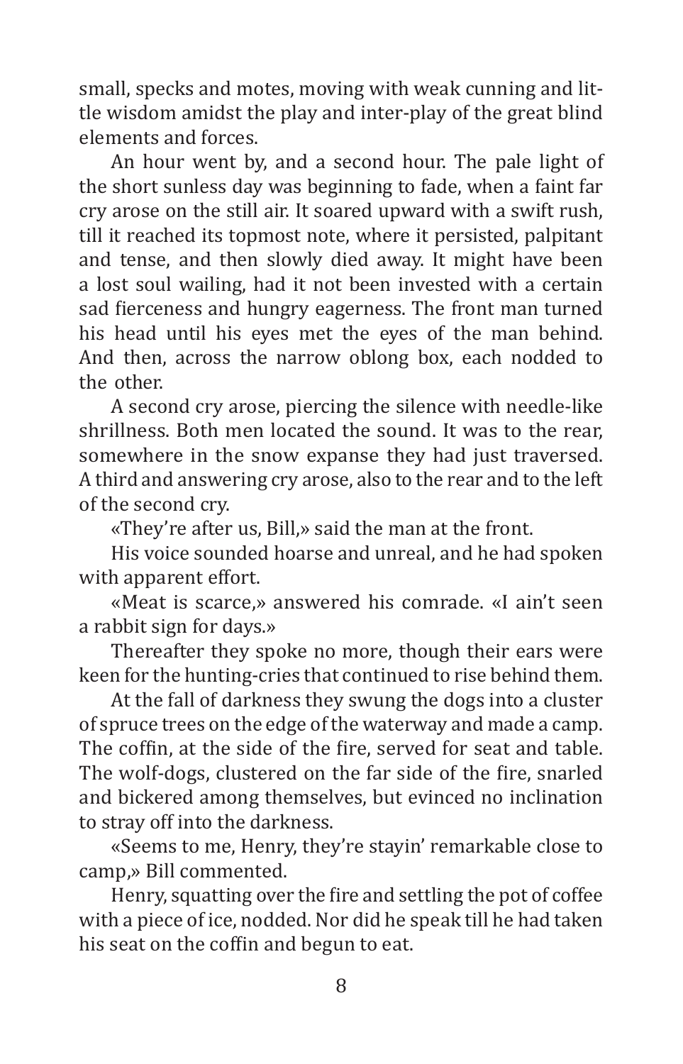small, specks and motes, moving with weak cunning and little wisdom amidst the play and inter-play of the great blind elements and forces.

An hour went by, and a second hour. The pale light of the short sunless day was beginning to fade, when a faint far cry arose on the still air. It soared upward with a swift rush, till it reached its topmost note, where it persisted, palpitant and tense, and then slowly died away. It might have been a lost soul wailing, had it not been invested with a certain sad fierceness and hungry eagerness. The front man turned his head until his eyes met the eyes of the man behind. And then, across the narrow oblong box, each nodded to the other.

A second cry arose, piercing the silence with needle-like shrillness. Both men located the sound. It was to the rear, somewhere in the snow expanse they had just traversed. A third and answering cry arose, also to the rear and to the left of the second cry.

«They're after us, Bill,» said the man at the front.

His voice sounded hoarse and unreal, and he had spoken with apparent effort.

«Meat is scarce,» answered his comrade. «I ain't seen a rabbit sign for days.»

Thereafter they spoke no more, though their ears were keen for the hunting-cries that continued to rise behind them.

At the fall of darkness they swung the dogs into a cluster of spruce trees on the edge of the waterway and made a camp. The coffin, at the side of the fire, served for seat and table. The wolf-dogs, clustered on the far side of the fire, snarled and bickered among themselves, but evinced no inclination to stray off into the darkness.

«Seems to me, Henry, they're stayin' remarkable close to camp,» Bill commented.

Henry, squatting over the fire and settling the pot of coffee with a piece of ice, nodded. Nor did he speak till he had taken his seat on the coffin and begun to eat.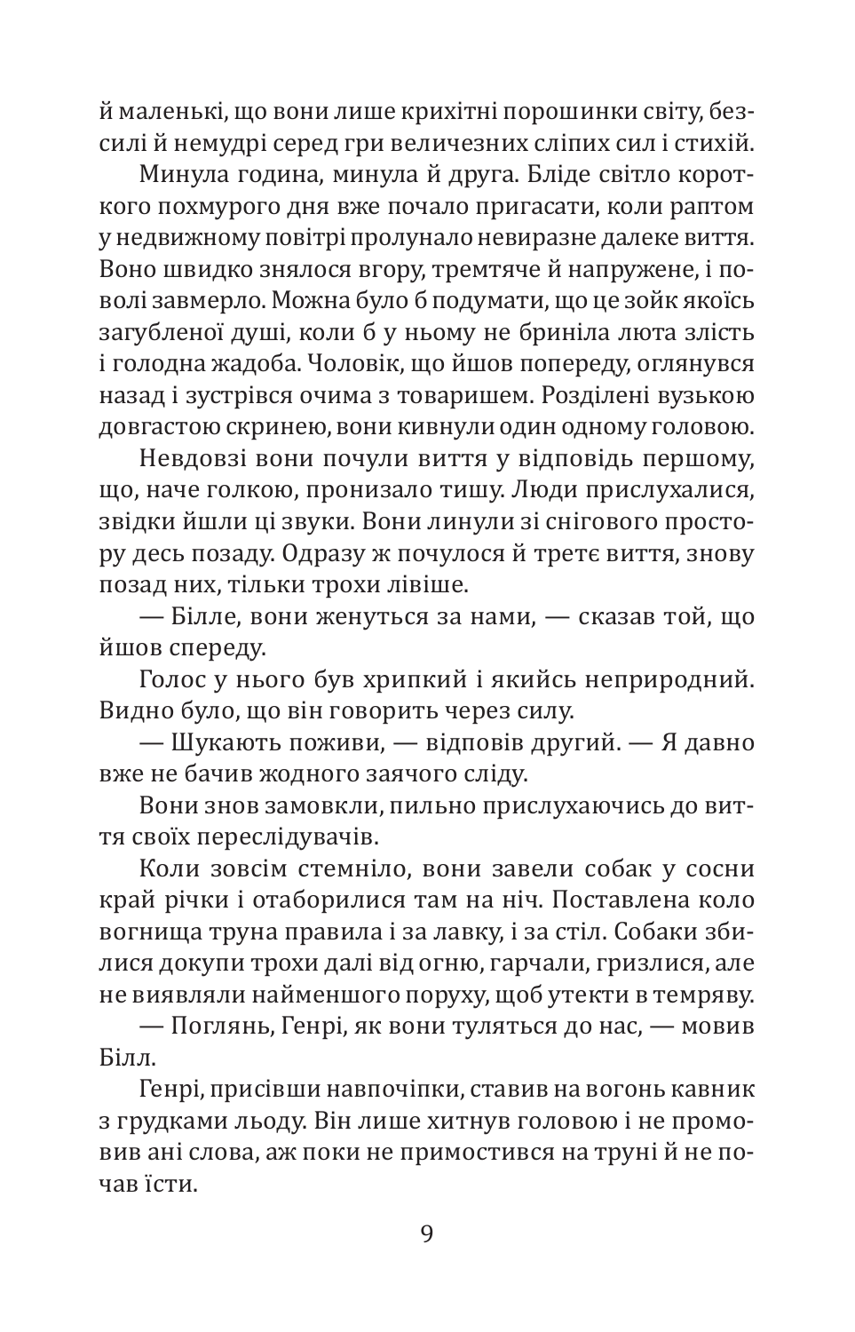й маленькі, що вони лише крихітні порошинки світу, безсилі й немудрі серед гри величезних сліпих сил і стихій.

Минула година, минула й друга. Бліде світло короткого похмурого дня вже почало пригасати, коли раптом у недвижному повітрі пролунало невиразне далеке виття. Воно швидко знялося вгору, тремтяче й напружене, і поволі завмерло. Можна було б подумати, що це зойк якоїсь загубленої душі, коли б у ньому не бриніла люта злість і голодна жадоба. Чоловік, що йшов попереду, оглянувся назад і зустрівся очима з товаришем. Розділені вузькою довгастою скринею, вони кивнули один одному головою.

Невдовзі вони почули виття у відповідь першому, що, наче голкою, пронизало тишу. Люди прислухалися, звідки йшли ці звуки. Вони линули зі снігового простору десь позаду. Одразу ж почулося й третє виття, знову позад них, тільки трохи лівіше.

— Білле, вони женуться за нами, — сказав той, що йшов спереду.

Голос у нього був хрипкий і якийсь неприродний. Видно було, що він говорить через силу.

— Шукають поживи, — відповів другий. — Я давно вже не бачив жодного заячого сліду.

Вони знов замовкли, пильно прислухаючись до виття своїх переслідувачів.

Коли зовсім стемніло, вони завели собак у сосни край річки і отаборилися там на ніч. Поставлена коло вогнища труна правила і за лавку, і за стіл. Собаки збилися докупи трохи далі від огню, гарчали, гризлися, але не виявляли найменшого поруху, щоб утекти в темряву.

— Поглянь, Генрі, як вони туляться до нас, — мовив Білл.

Генрі, присівши навпочіпки, ставив на вогонь кавник з грудками льоду. Він лише хитнув головою і не промовив ані слова, аж поки не примостився на труні й не почав їсти.